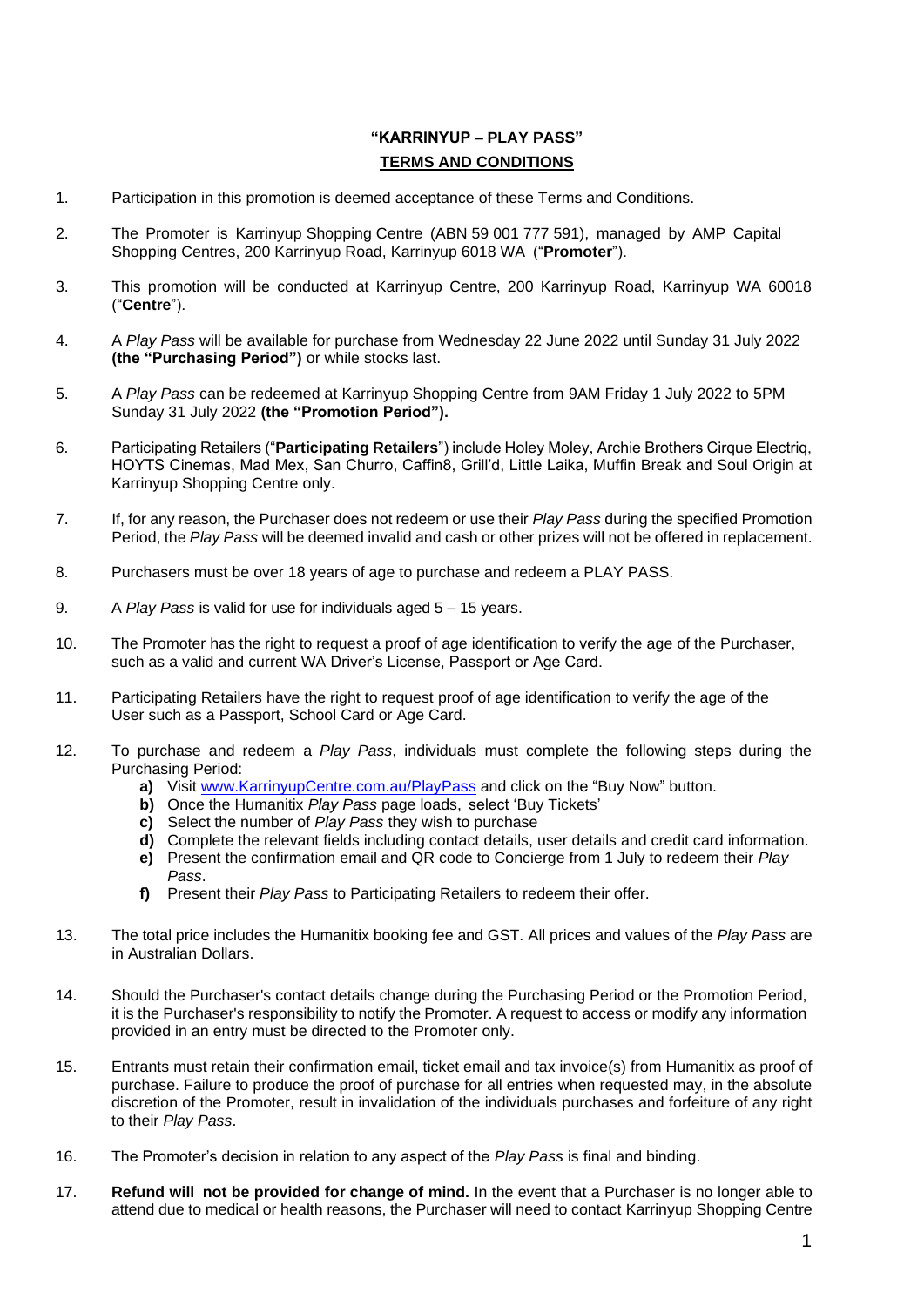# "KARRINYUP – PLAY PASS"

## TERMS AND CONDITIONS

1. Participation in this promotion is deemed acceptance of these Terms and Conditions.

2. The Promoter is Karrinyup Shopping Centre (ABN 59 001 777 591), managed by AMP Capital Shopping Centres, 200 Karrinyup Road, Karrinyup 6018 WA ("**Promoter**").

3. This promotion will be conducted at Karrinyup Centre, 200 Karrinyup Road, Karrinyup WA 60018 ("**Centre**").

4. A *Play Pass* will be available for purchase from Wednesday 22 June 2022 until Sunday 31 July 2022 **(the "Purchasing Period")** or while stocks last.

5. A *Play Pass* can be redeemed at Karrinyup Shopping Centre from 9AM Friday 1 July 2022 to 5PM Sunday 31 July 2022 **(the "Promotion Period").**

6. Participating Retailers ("**Participating Retailers**") include Holey Moley, Archie Brothers Cirque Electriq, HOYTS Cinemas, Mad Mex, San Churro, Caffin8, Grill'd, Little Laika, Muffin Break and Soul Origin at Karrinyup Shopping Centre only.

7. If, for any reason, the Purchaser does not redeem or use their *Play Pass* during the specified Promotion Period, the *Play Pass* will be deemed invalid and cash or other prizes will not be offered in replacement.

8. Purchasers must be over 18 years of age to purchase and redeem a PLAY PASS.

9. A *Play Pass* is valid for use for individuals aged 5 – 15 years.

10. The Promoter has the right to request a proof of age identification to verify the age of the Purchaser, such as a valid and current WA Driver's License, Passport or Age Card.

11. Participating Retailers have the right to request proof of age identification to verify the age of the User such as a Passport, School Card or Age Card.

12. To purchase and redeem a *Play Pass*, individuals must complete the following steps during the Purchasing Period:
    - **a)** Visit [www.KarrinyupCentre.com.au/PlayPass](www.KarrinyupCentre.com.au/PlayPass) and click on the "Buy Now" button.
    - **b)** Once the Humanitix *Play Pass* page loads, select 'Buy Tickets'
    - **c)** Select the number of *Play Pass* they wish to purchase
    - **d)** Complete the relevant fields including contact details, user details and credit card information.
    - **e)** Present the confirmation email and QR code to Concierge from 1 July to redeem their *Play Pass*.
    - **f)** Present their *Play Pass* to Participating Retailers to redeem their offer.

13. The total price includes the Humanitix booking fee and GST. All prices and values of the *Play Pass* are in Australian Dollars.

14. Should the Purchaser's contact details change during the Purchasing Period or the Promotion Period, it is the Purchaser's responsibility to notify the Promoter. A request to access or modify any information provided in an entry must be directed to the Promoter only.

15. Entrants must retain their confirmation email, ticket email and tax invoice(s) from Humanitix as proof of purchase. Failure to produce the proof of purchase for all entries when requested may, in the absolute discretion of the Promoter, result in invalidation of the individuals purchases and forfeiture of any right to their *Play Pass*.

16. The Promoter's decision in relation to any aspect of the *Play Pass* is final and binding.

17. **Refund will not be provided for change of mind.** In the event that a Purchaser is no longer able to attend due to medical or health reasons, the Purchaser will need to contact Karrinyup Shopping Centre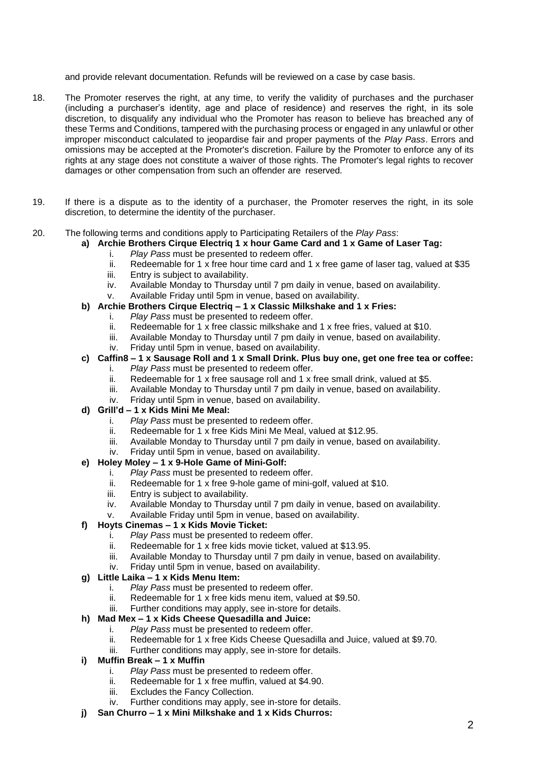and provide relevant documentation. Refunds will be reviewed on a case by case basis.

18. The Promoter reserves the right, at any time, to verify the validity of purchases and the purchaser (including a purchaser's identity, age and place of residence) and reserves the right, in its sole discretion, to disqualify any individual who the Promoter has reason to believe has breached any of these Terms and Conditions, tampered with the purchasing process or engaged in any unlawful or other improper misconduct calculated to jeopardise fair and proper payments of the *Play Pass*. Errors and omissions may be accepted at the Promoter's discretion. Failure by the Promoter to enforce any of its rights at any stage does not constitute a waiver of those rights. The Promoter's legal rights to recover damages or other compensation from such an offender are reserved.

19. If there is a dispute as to the identity of a purchaser, the Promoter reserves the right, in its sole discretion, to determine the identity of the purchaser.

20. The following terms and conditions apply to Participating Retailers of the *Play Pass*:

    **a) Archie Brothers Cirque Electriq 1 x hour Game Card and 1 x Game of Laser Tag:**
    1. *Play Pass* must be presented to redeem offer.
    2. Redeemable for 1 x free hour time card and 1 x free game of laser tag, valued at $35
    3. Entry is subject to availability.
    4. Available Monday to Thursday until 7 pm daily in venue, based on availability.
    5. Available Friday until 5pm in venue, based on availability.

    **b) Archie Brothers Cirque Electriq – 1 x Classic Milkshake and 1 x Fries:**
    1. *Play Pass* must be presented to redeem offer.
    2. Redeemable for 1 x free classic milkshake and 1 x free fries, valued at $10.
    3. Available Monday to Thursday until 7 pm daily in venue, based on availability.
    4. Friday until 5pm in venue, based on availability.

    **c) Caffin8 – 1 x Sausage Roll and 1 x Small Drink. Plus buy one, get one free tea or coffee:**
    1. *Play Pass* must be presented to redeem offer.
    2. Redeemable for 1 x free sausage roll and 1 x free small drink, valued at $5.
    3. Available Monday to Thursday until 7 pm daily in venue, based on availability.
    4. Friday until 5pm in venue, based on availability.

    **d) Grill'd – 1 x Kids Mini Me Meal:**
    1. *Play Pass* must be presented to redeem offer.
    2. Redeemable for 1 x free Kids Mini Me Meal, valued at $12.95.
    3. Available Monday to Thursday until 7 pm daily in venue, based on availability.
    4. Friday until 5pm in venue, based on availability.

    **e) Holey Moley – 1 x 9-Hole Game of Mini-Golf:**
    1. *Play Pass* must be presented to redeem offer.
    2. Redeemable for 1 x free 9-hole game of mini-golf, valued at $10.
    3. Entry is subject to availability.
    4. Available Monday to Thursday until 7 pm daily in venue, based on availability.
    5. Available Friday until 5pm in venue, based on availability.

    **f) Hoyts Cinemas – 1 x Kids Movie Ticket:**
    1. *Play Pass* must be presented to redeem offer.
    2. Redeemable for 1 x free kids movie ticket, valued at $13.95.
    3. Available Monday to Thursday until 7 pm daily in venue, based on availability.
    4. Friday until 5pm in venue, based on availability.

    **g) Little Laika – 1 x Kids Menu Item:**
    1. *Play Pass* must be presented to redeem offer.
    2. Redeemable for 1 x free kids menu item, valued at $9.50.
    3. Further conditions may apply, see in-store for details.

    **h) Mad Mex – 1 x Kids Cheese Quesadilla and Juice:**
    1. *Play Pass* must be presented to redeem offer.
    2. Redeemable for 1 x free Kids Cheese Quesadilla and Juice, valued at $9.70.
    3. Further conditions may apply, see in-store for details.

    **i) Muffin Break – 1 x Muffin**
    1. *Play Pass* must be presented to redeem offer.
    2. Redeemable for 1 x free muffin, valued at $4.90.
    3. Excludes the Fancy Collection.
    4. Further conditions may apply, see in-store for details.

    **j) San Churro – 1 x Mini Milkshake and 1 x Kids Churros:**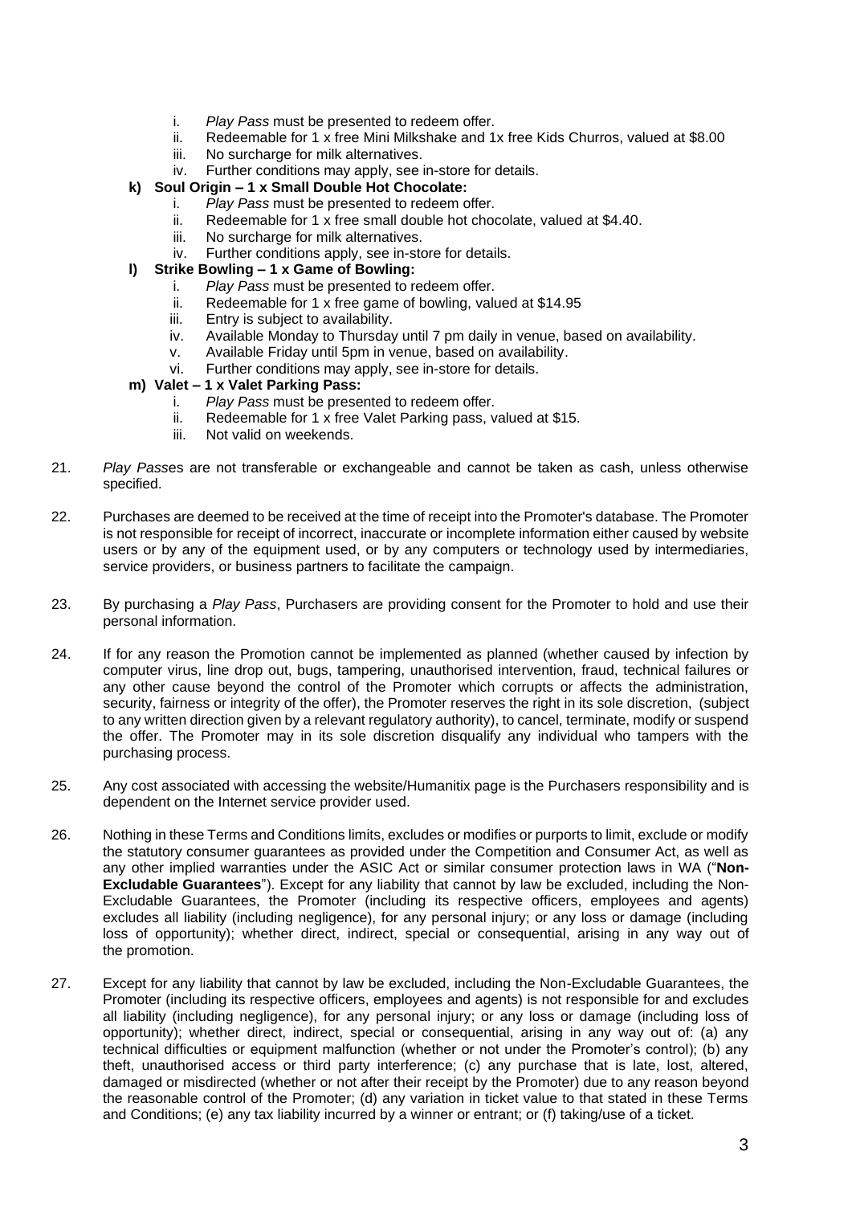i. *Play Pass* must be presented to redeem offer.
   ii. Redeemable for 1 x free Mini Milkshake and 1x free Kids Churros, valued at $8.00
   iii. No surcharge for milk alternatives.
   iv. Further conditions may apply, see in-store for details.

**k) Soul Origin – 1 x Small Double Hot Chocolate:**
   i. *Play Pass* must be presented to redeem offer.
   ii. Redeemable for 1 x free small double hot chocolate, valued at $4.40.
   iii. No surcharge for milk alternatives.
   iv. Further conditions apply, see in-store for details.

**l) Strike Bowling – 1 x Game of Bowling:**
   i. *Play Pass* must be presented to redeem offer.
   ii. Redeemable for 1 x free game of bowling, valued at $14.95
   iii. Entry is subject to availability.
   iv. Available Monday to Thursday until 7 pm daily in venue, based on availability.
   v. Available Friday until 5pm in venue, based on availability.
   vi. Further conditions may apply, see in-store for details.

**m) Valet – 1 x Valet Parking Pass:**
   i. *Play Pass* must be presented to redeem offer.
   ii. Redeemable for 1 x free Valet Parking pass, valued at $15.
   iii. Not valid on weekends.

21. *Play Pass*es are not transferable or exchangeable and cannot be taken as cash, unless otherwise specified.

22. Purchases are deemed to be received at the time of receipt into the Promoter's database. The Promoter is not responsible for receipt of incorrect, inaccurate or incomplete information either caused by website users or by any of the equipment used, or by any computers or technology used by intermediaries, service providers, or business partners to facilitate the campaign.

23. By purchasing a *Play Pass*, Purchasers are providing consent for the Promoter to hold and use their personal information.

24. If for any reason the Promotion cannot be implemented as planned (whether caused by infection by computer virus, line drop out, bugs, tampering, unauthorised intervention, fraud, technical failures or any other cause beyond the control of the Promoter which corrupts or affects the administration, security, fairness or integrity of the offer), the Promoter reserves the right in its sole discretion, (subject to any written direction given by a relevant regulatory authority), to cancel, terminate, modify or suspend the offer. The Promoter may in its sole discretion disqualify any individual who tampers with the purchasing process.

25. Any cost associated with accessing the website/Humanitix page is the Purchasers responsibility and is dependent on the Internet service provider used.

26. Nothing in these Terms and Conditions limits, excludes or modifies or purports to limit, exclude or modify the statutory consumer guarantees as provided under the Competition and Consumer Act, as well as any other implied warranties under the ASIC Act or similar consumer protection laws in WA ("**Non-Excludable Guarantees**"). Except for any liability that cannot by law be excluded, including the Non-Excludable Guarantees, the Promoter (including its respective officers, employees and agents) excludes all liability (including negligence), for any personal injury; or any loss or damage (including loss of opportunity); whether direct, indirect, special or consequential, arising in any way out of the promotion.

27. Except for any liability that cannot by law be excluded, including the Non-Excludable Guarantees, the Promoter (including its respective officers, employees and agents) is not responsible for and excludes all liability (including negligence), for any personal injury; or any loss or damage (including loss of opportunity); whether direct, indirect, special or consequential, arising in any way out of: (a) any technical difficulties or equipment malfunction (whether or not under the Promoter's control); (b) any theft, unauthorised access or third party interference; (c) any purchase that is late, lost, altered, damaged or misdirected (whether or not after their receipt by the Promoter) due to any reason beyond the reasonable control of the Promoter; (d) any variation in ticket value to that stated in these Terms and Conditions; (e) any tax liability incurred by a winner or entrant; or (f) taking/use of a ticket.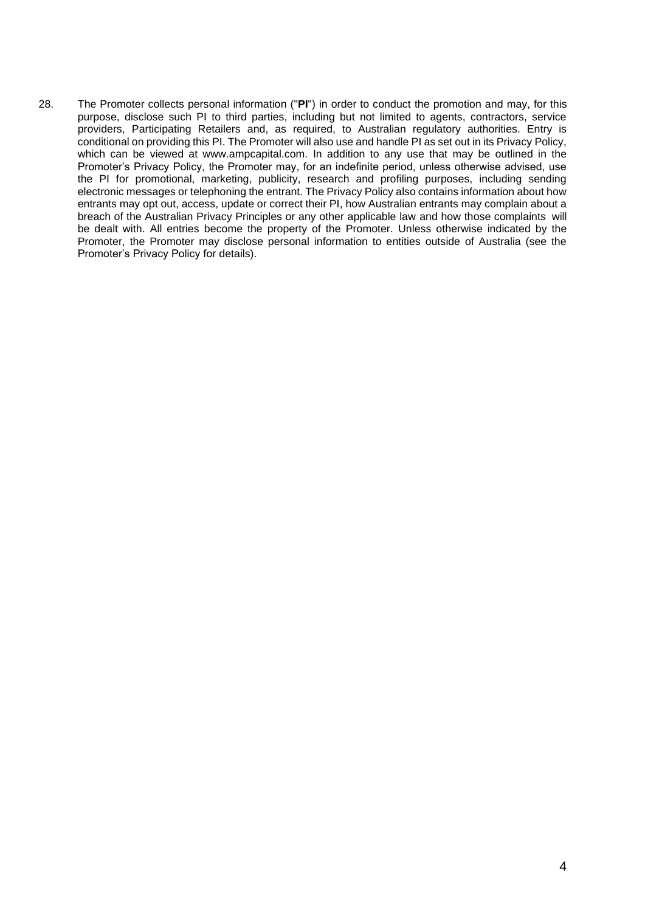28. The Promoter collects personal information ("**PI**") in order to conduct the promotion and may, for this purpose, disclose such PI to third parties, including but not limited to agents, contractors, service providers, Participating Retailers and, as required, to Australian regulatory authorities. Entry is conditional on providing this PI. The Promoter will also use and handle PI as set out in its Privacy Policy, which can be viewed at www.ampcapital.com. In addition to any use that may be outlined in the Promoter's Privacy Policy, the Promoter may, for an indefinite period, unless otherwise advised, use the PI for promotional, marketing, publicity, research and profiling purposes, including sending electronic messages or telephoning the entrant. The Privacy Policy also contains information about how entrants may opt out, access, update or correct their PI, how Australian entrants may complain about a breach of the Australian Privacy Principles or any other applicable law and how those complaints will be dealt with. All entries become the property of the Promoter. Unless otherwise indicated by the Promoter, the Promoter may disclose personal information to entities outside of Australia (see the Promoter's Privacy Policy for details).